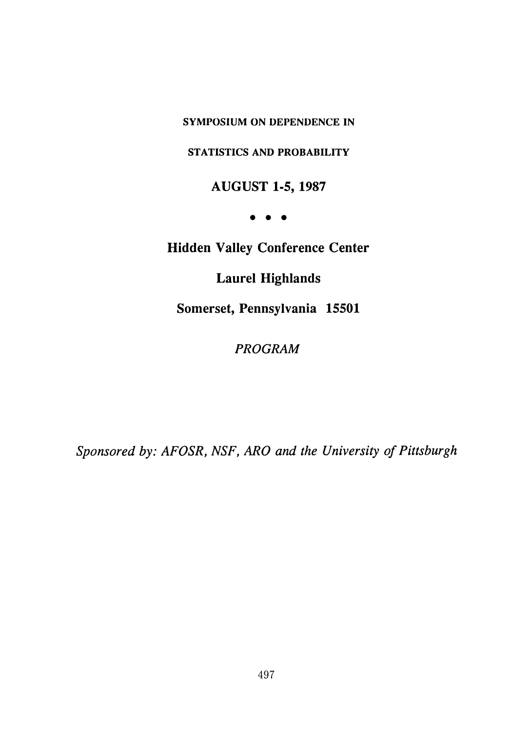# SYMPOSIUM ON DEPENDENCE IN STATISTICS AND PROBABILITY

## AUGUST 1-5, 1987

• • •

**Hidden Valley Conference Center**

**Laurel Highlands**

**Somerset, Pennsylvania 15501**

*PROGRAM*

*Sponsored by: AFOSR, NSF, ARO and the University of Pittsburgh*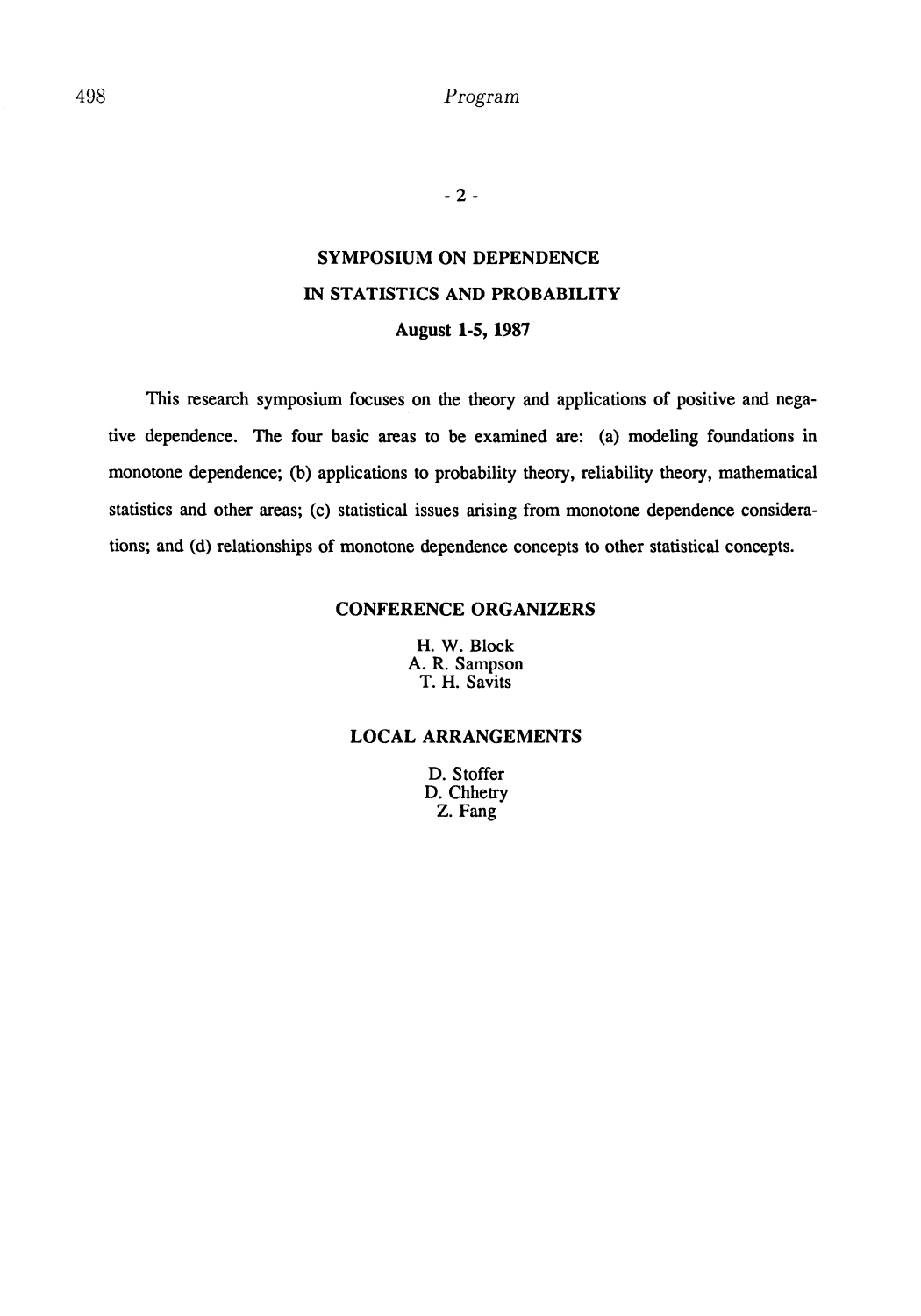- 2 -

## SYMPOSIUM ON DEPENDENCE IN STATISTICS AND PROBABILITY

**August 1-5, 1987**

This research symposium focuses on the theory and applications of positive and negative dependence. The four basic areas to be examined are: (a) modeling foundations in monotone dependence; (b) applications to probability theory, reliability theory, mathematical statistics and other areas; (c) statistical issues arising from monotone dependence considerations; and (d) relationships of monotone dependence concepts to other statistical concepts.

### CONFERENCE ORGANIZERS

H. W. Block
A. R. Sampson
T. H. Savits

### LOCAL ARRANGEMENTS

D. Stoffer
D. Chhetry
Z. Fang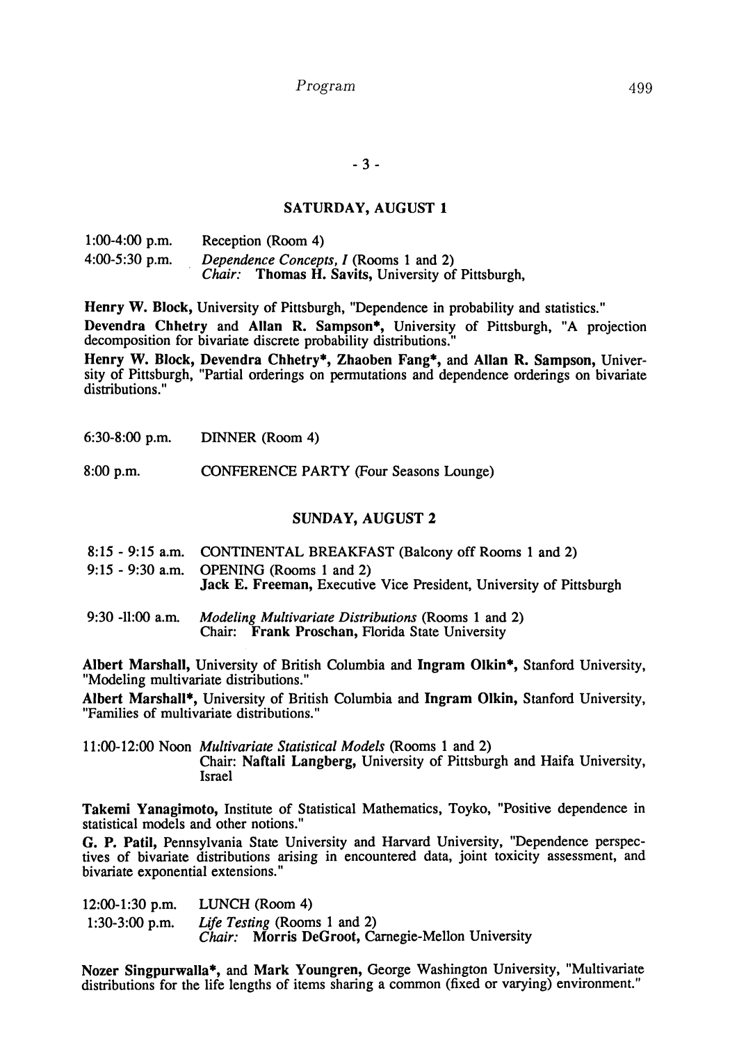- 3 -

## SATURDAY, AUGUST 1

1:00-4:00 p.m. Reception (Room 4)

4:00-5:30 p.m. *Dependence Concepts, I* (Rooms 1 and 2)
*Chair:* **Thomas H. Savits,** University of Pittsburgh,

**Henry W. Block,** University of Pittsburgh, "Dependence in probability and statistics."

**Devendra Chhetry** and **Allan R. Sampson***, University of Pittsburgh, "A projection decomposition for bivariate discrete probability distributions."

**Henry W. Block, Devendra Chhetry*, Zhaoben Fang*,** and **Allan R. Sampson,** University of Pittsburgh, "Partial orderings on permutations and dependence orderings on bivariate distributions."

6:30-8:00 p.m. DINNER (Room 4)

8:00 p.m. CONFERENCE PARTY (Four Seasons Lounge)

## SUNDAY, AUGUST 2

8:15 - 9:15 a.m. CONTINENTAL BREAKFAST (Balcony off Rooms 1 and 2)

9:15 - 9:30 a.m. OPENING (Rooms 1 and 2)
**Jack E. Freeman,** Executive Vice President, University of Pittsburgh

9:30 -11:00 a.m. *Modeling Multivariate Distributions* (Rooms 1 and 2)
Chair: **Frank Proschan,** Florida State University

**Albert Marshall,** University of British Columbia and **Ingram Olkin***, Stanford University, "Modeling multivariate distributions."

**Albert Marshall***, University of British Columbia and **Ingram Olkin,** Stanford University, "Families of multivariate distributions."

11:00-12:00 Noon *Multivariate Statistical Models* (Rooms 1 and 2)
Chair: **Naftali Langberg,** University of Pittsburgh and Haifa University, Israel

**Takemi Yanagimoto,** Institute of Statistical Mathematics, Toyko, "Positive dependence in statistical models and other notions."

**G. P. Patil,** Pennsylvania State University and Harvard University, "Dependence perspectives of bivariate distributions arising in encountered data, joint toxicity assessment, and bivariate exponential extensions."

12:00-1:30 p.m. LUNCH (Room 4)

1:30-3:00 p.m. *Life Testing* (Rooms 1 and 2)
*Chair:* **Morris DeGroot,** Carnegie-Mellon University

**Nozer Singpurwalla***, and **Mark Youngren,** George Washington University, "Multivariate distributions for the life lengths of items sharing a common (fixed or varying) environment."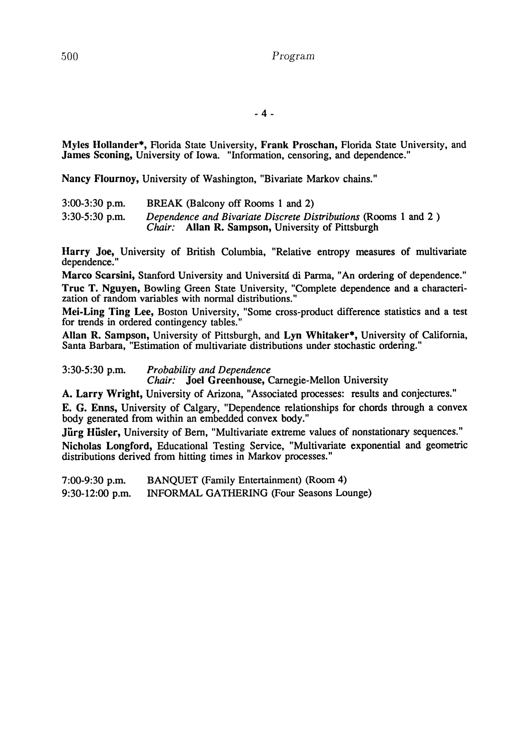- 4 -

**Myles Hollander***, Florida State University, **Frank Proschan,** Florida State University, and **James Sconing,** University of Iowa. "Information, censoring, and dependence."

**Nancy Flournoy,** University of Washington, "Bivariate Markov chains."

3:00-3:30 p.m. BREAK (Balcony off Rooms 1 and 2)

3:30-5:30 p.m. *Dependence and Bivariate Discrete Distributions* (Rooms 1 and 2 )
*Chair:* **Allan R. Sampson,** University of Pittsburgh

**Harry Joe,** University of British Columbia, "Relative entropy measures of multivariate dependence."

**Marco Scarsini,** Stanford University and Universitá di Parma, "An ordering of dependence."

**Truc T. Nguyen,** Bowling Green State University, "Complete dependence and a characterization of random variables with normal distributions."

**Mei-Ling Ting Lee,** Boston University, "Some cross-product difference statistics and a test for trends in ordered contingency tables."

**Allan R. Sampson,** University of Pittsburgh, and **Lyn Whitaker***, University of California, Santa Barbara, "Estimation of multivariate distributions under stochastic ordering."

3:30-5:30 p.m. *Probability and Dependence*
*Chair:* **Joel Greenhouse,** Carnegie-Mellon University

**A. Larry Wright,** University of Arizona, "Associated processes: results and conjectures."

**E. G. Enns,** University of Calgary, "Dependence relationships for chords through a convex body generated from within an embedded convex body."

**Jürg Hüsler,** University of Bern, "Multivariate extreme values of nonstationary sequences."

**Nicholas Longford,** Educational Testing Service, "Multivariate exponential and geometric distributions derived from hitting times in Markov processes."

7:00-9:30 p.m. BANQUET (Family Entertainment) (Room 4)

9:30-12:00 p.m. INFORMAL GATHERING (Four Seasons Lounge)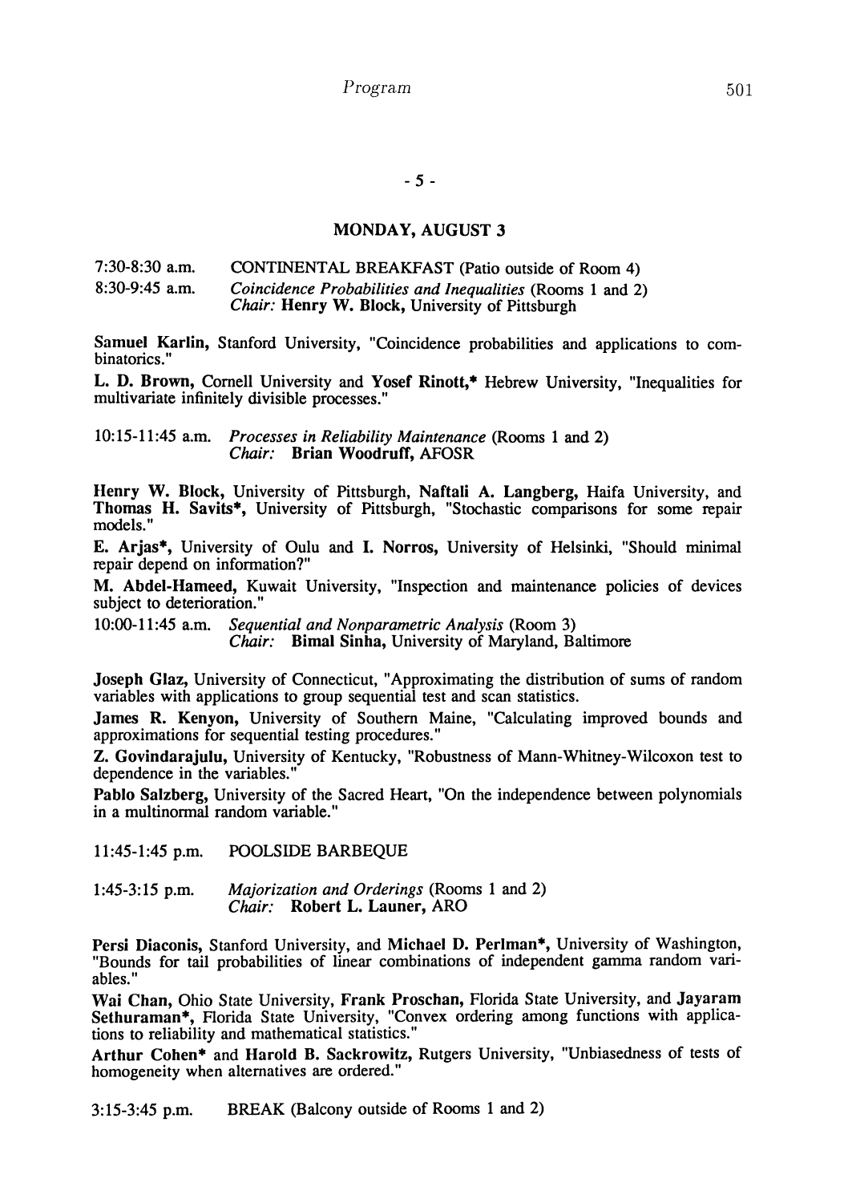- 5 -

## MONDAY, AUGUST 3

7:30-8:30 a.m. CONTINENTAL BREAKFAST (Patio outside of Room 4)

8:30-9:45 a.m. *Coincidence Probabilities and Inequalities* (Rooms 1 and 2)
*Chair:* **Henry W. Block,** University of Pittsburgh

**Samuel Karlin,** Stanford University, "Coincidence probabilities and applications to combinatorics."

**L. D. Brown,** Cornell University and **Yosef Rinott,*** Hebrew University, "Inequalities for multivariate infinitely divisible processes."

10:15-11:45 a.m. *Processes in Reliability Maintenance* (Rooms 1 and 2)
*Chair:* **Brian Woodruff,** AFOSR

**Henry W. Block,** University of Pittsburgh, **Naftali A. Langberg,** Haifa University, and **Thomas H. Savits*,** University of Pittsburgh, "Stochastic comparisons for some repair models."

**E. Arjas*,** University of Oulu and **I. Norros,** University of Helsinki, "Should minimal repair depend on information?"

**M. Abdel-Hameed,** Kuwait University, "Inspection and maintenance policies of devices subject to deterioration."

10:00-11:45 a.m. *Sequential and Nonparametric Analysis* (Room 3)
*Chair:* **Bimal Sinha,** University of Maryland, Baltimore

**Joseph Glaz,** University of Connecticut, "Approximating the distribution of sums of random variables with applications to group sequential test and scan statistics.

**James R. Kenyon,** University of Southern Maine, "Calculating improved bounds and approximations for sequential testing procedures."

**Z. Govindarajulu,** University of Kentucky, "Robustness of Mann-Whitney-Wilcoxon test to dependence in the variables."

**Pablo Salzberg,** University of the Sacred Heart, "On the independence between polynomials in a multinormal random variable."

11:45-1:45 p.m. POOLSIDE BARBEQUE

1:45-3:15 p.m. *Majorization and Orderings* (Rooms 1 and 2)
*Chair:* **Robert L. Launer,** ARO

**Persi Diaconis,** Stanford University, and **Michael D. Perlman*,** University of Washington, "Bounds for tail probabilities of linear combinations of independent gamma random variables."

**Wai Chan,** Ohio State University, **Frank Proschan,** Florida State University, and **Jayaram Sethuraman*,** Florida State University, "Convex ordering among functions with applications to reliability and mathematical statistics."

**Arthur Cohen*** and **Harold B. Sackrowitz,** Rutgers University, "Unbiasedness of tests of homogeneity when alternatives are ordered."

3:15-3:45 p.m. BREAK (Balcony outside of Rooms 1 and 2)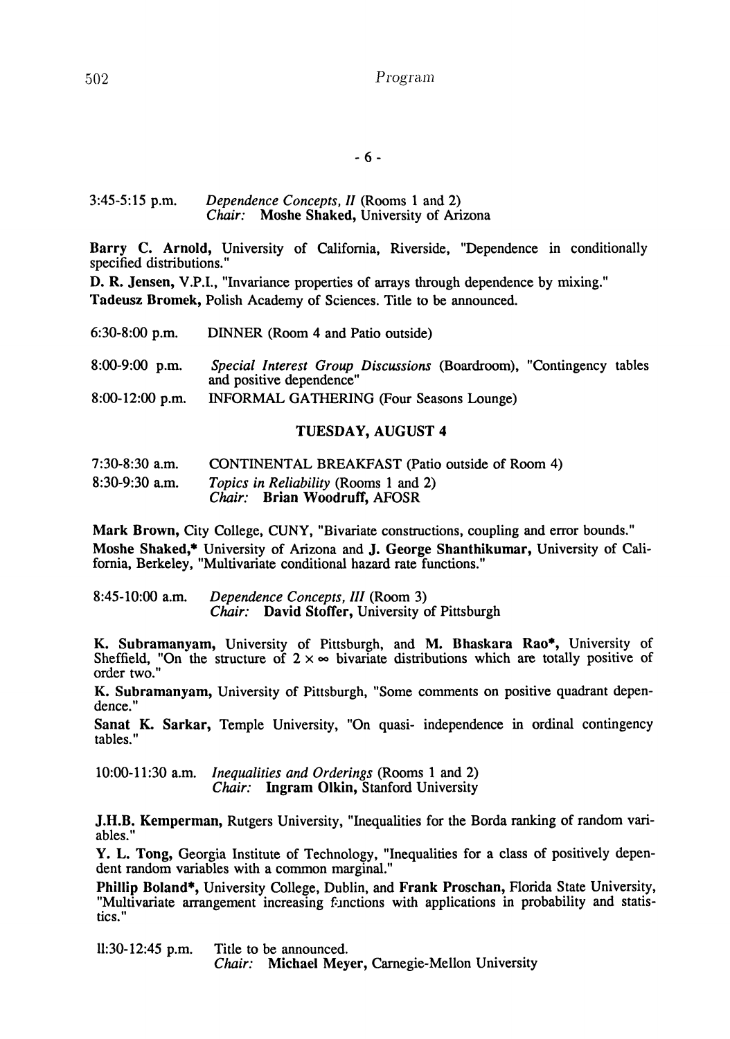- 6 -

3:45-5:15 p.m. *Dependence Concepts, II* (Rooms 1 and 2)
*Chair:* **Moshe Shaked,** University of Arizona

**Barry C. Arnold,** University of California, Riverside, "Dependence in conditionally specified distributions."

**D. R. Jensen,** V.P.I., "Invariance properties of arrays through dependence by mixing."

**Tadeusz Bromek,** Polish Academy of Sciences. Title to be announced.

6:30-8:00 p.m. DINNER (Room 4 and Patio outside)

8:00-9:00 p.m. *Special Interest Group Discussions* (Boardroom), "Contingency tables and positive dependence"

8:00-12:00 p.m. INFORMAL GATHERING (Four Seasons Lounge)

## TUESDAY, AUGUST 4

7:30-8:30 a.m. CONTINENTAL BREAKFAST (Patio outside of Room 4)

8:30-9:30 a.m. *Topics in Reliability* (Rooms 1 and 2)
*Chair:* **Brian Woodruff,** AFOSR

**Mark Brown,** City College, CUNY, "Bivariate constructions, coupling and error bounds."

**Moshe Shaked,*** University of Arizona and **J. George Shanthikumar,** University of California, Berkeley, "Multivariate conditional hazard rate functions."

8:45-10:00 a.m. *Dependence Concepts, III* (Room 3)
*Chair:* **David Stoffer,** University of Pittsburgh

**K. Subramanyam,** University of Pittsburgh, and **M. Bhaskara Rao*,** University of Sheffield, "On the structure of $2 \times \infty$ bivariate distributions which are totally positive of order two."

**K. Subramanyam,** University of Pittsburgh, "Some comments on positive quadrant dependence."

**Sanat K. Sarkar,** Temple University, "On quasi- independence in ordinal contingency tables."

10:00-11:30 a.m. *Inequalities and Orderings* (Rooms 1 and 2)
*Chair:* **Ingram Olkin,** Stanford University

**J.H.B. Kemperman,** Rutgers University, "Inequalities for the Borda ranking of random variables."

**Y. L. Tong,** Georgia Institute of Technology, "Inequalities for a class of positively dependent random variables with a common marginal."

**Phillip Boland*,** University College, Dublin, and **Frank Proschan,** Florida State University, "Multivariate arrangement increasing functions with applications in probability and statistics."

11:30-12:45 p.m. Title to be announced.
*Chair:* **Michael Meyer,** Carnegie-Mellon University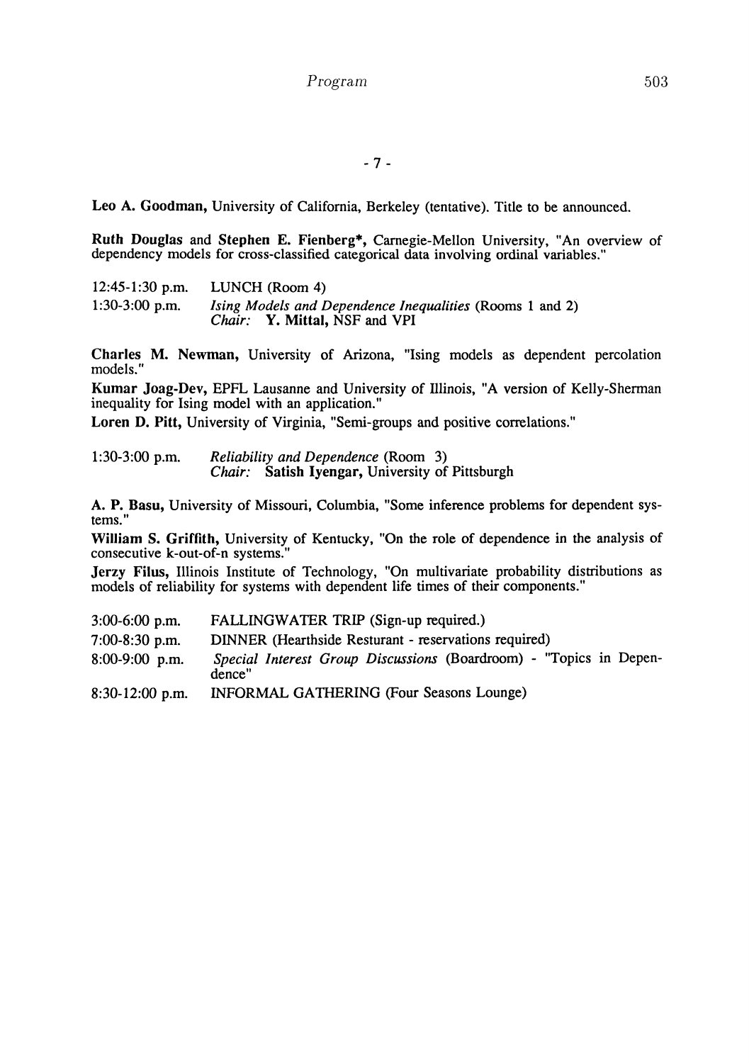- 7 -

**Leo A. Goodman**, University of California, Berkeley (tentative). Title to be announced.

**Ruth Douglas** and **Stephen E. Fienberg***, Carnegie-Mellon University, "An overview of dependency models for cross-classified categorical data involving ordinal variables."

12:45-1:30 p.m. LUNCH (Room 4)

1:30-3:00 p.m. *Ising Models and Dependence Inequalities* (Rooms 1 and 2)
*Chair:* **Y. Mittal**, NSF and VPI

**Charles M. Newman**, University of Arizona, "Ising models as dependent percolation models."

**Kumar Joag-Dev**, EPFL Lausanne and University of Illinois, "A version of Kelly-Sherman inequality for Ising model with an application."

**Loren D. Pitt**, University of Virginia, "Semi-groups and positive correlations."

1:30-3:00 p.m. *Reliability and Dependence* (Room 3)
*Chair:* **Satish Iyengar**, University of Pittsburgh

**A. P. Basu**, University of Missouri, Columbia, "Some inference problems for dependent systems."

**William S. Griffith**, University of Kentucky, "On the role of dependence in the analysis of consecutive k-out-of-n systems."

**Jerzy Filus**, Illinois Institute of Technology, "On multivariate probability distributions as models of reliability for systems with dependent life times of their components."

3:00-6:00 p.m. FALLINGWATER TRIP (Sign-up required.)

7:00-8:30 p.m. DINNER (Hearthside Resturant - reservations required)

8:00-9:00 p.m. *Special Interest Group Discussions* (Boardroom) - "Topics in Dependence"

8:30-12:00 p.m. INFORMAL GATHERING (Four Seasons Lounge)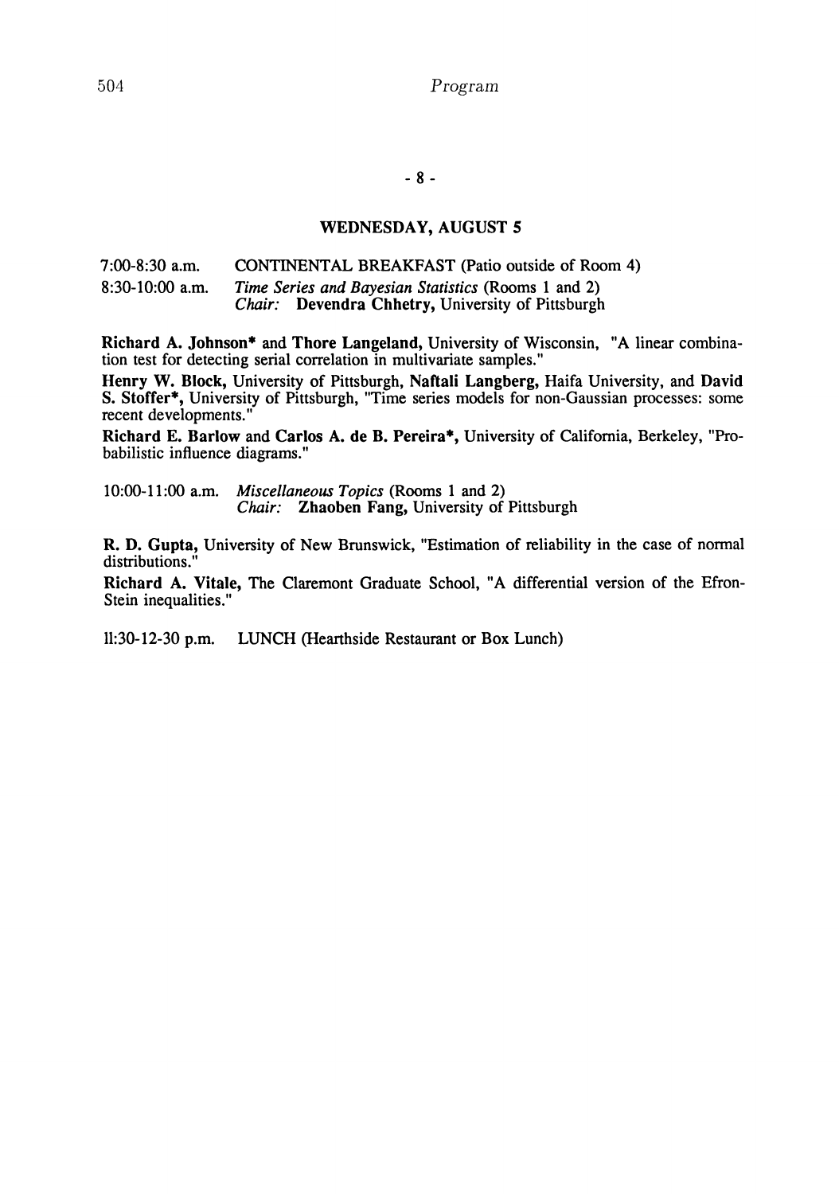- 8 -

## WEDNESDAY, AUGUST 5

7:00-8:30 a.m. CONTINENTAL BREAKFAST (Patio outside of Room 4)

8:30-10:00 a.m. *Time Series and Bayesian Statistics* (Rooms 1 and 2)
*Chair:* **Devendra Chhetry,** University of Pittsburgh

**Richard A. Johnson*** and **Thore Langeland,** University of Wisconsin, "A linear combination test for detecting serial correlation in multivariate samples."

**Henry W. Block,** University of Pittsburgh, **Naftali Langberg,** Haifa University, and **David S. Stoffer*,** University of Pittsburgh, "Time series models for non-Gaussian processes: some recent developments."

**Richard E. Barlow** and **Carlos A. de B. Pereira*,** University of California, Berkeley, "Probabilistic influence diagrams."

10:00-11:00 a.m. *Miscellaneous Topics* (Rooms 1 and 2)
*Chair:* **Zhaoben Fang,** University of Pittsburgh

**R. D. Gupta,** University of New Brunswick, "Estimation of reliability in the case of normal distributions."

**Richard A. Vitale,** The Claremont Graduate School, "A differential version of the Efron-Stein inequalities."

11:30-12-30 p.m. LUNCH (Hearthside Restaurant or Box Lunch)